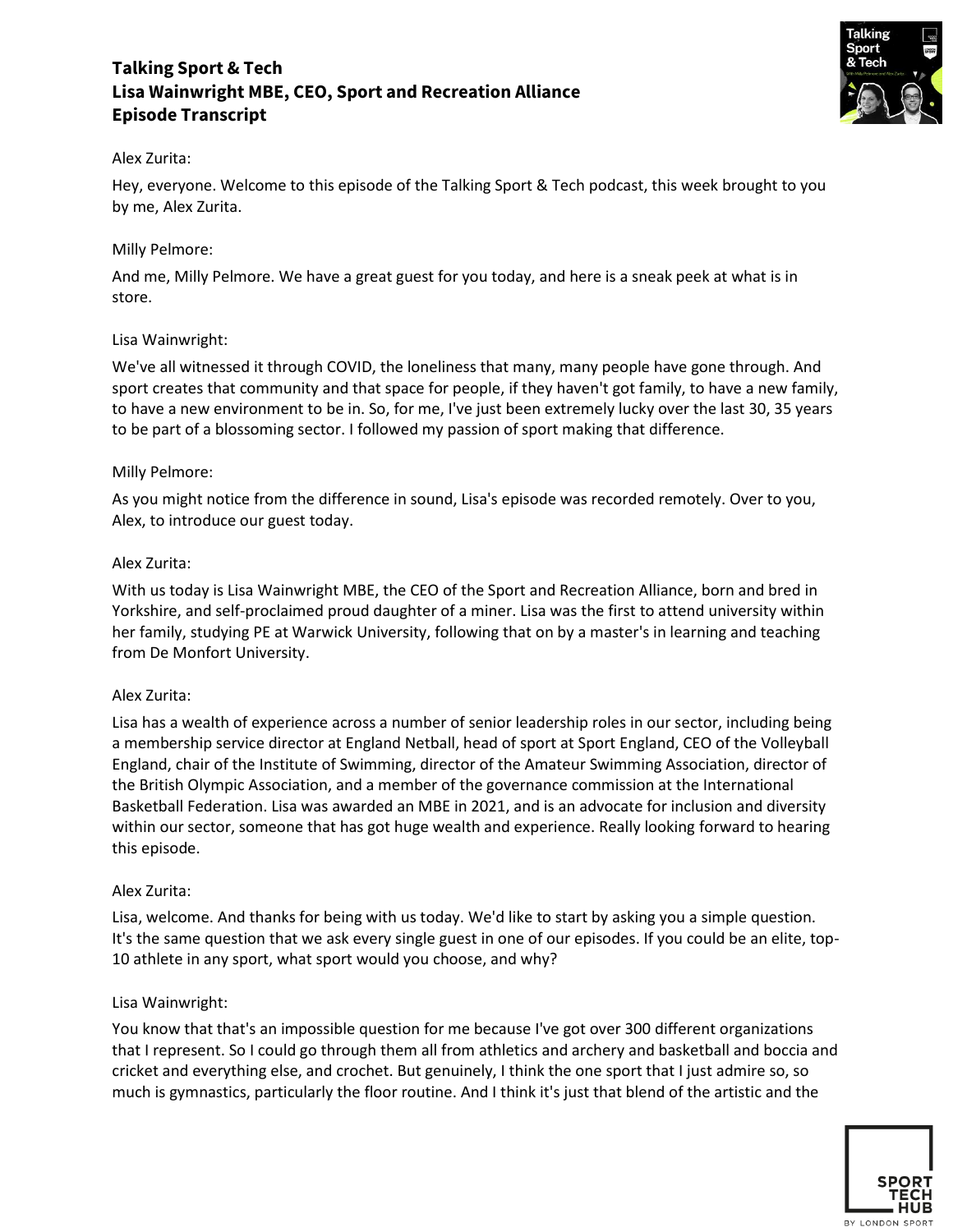**Talking Sport & Tech**
**Lisa Wainwright MBE, CEO, Sport and Recreation Alliance**
**Episode Transcript**

Alex Zurita:

Hey, everyone. Welcome to this episode of the Talking Sport & Tech podcast, this week brought to you by me, Alex Zurita.

Milly Pelmore:

And me, Milly Pelmore. We have a great guest for you today, and here is a sneak peek at what is in store.

Lisa Wainwright:

We've all witnessed it through COVID, the loneliness that many, many people have gone through. And sport creates that community and that space for people, if they haven't got family, to have a new family, to have a new environment to be in. So, for me, I've just been extremely lucky over the last 30, 35 years to be part of a blossoming sector. I followed my passion of sport making that difference.

Milly Pelmore:

As you might notice from the difference in sound, Lisa's episode was recorded remotely. Over to you, Alex, to introduce our guest today.

Alex Zurita:

With us today is Lisa Wainwright MBE, the CEO of the Sport and Recreation Alliance, born and bred in Yorkshire, and self-proclaimed proud daughter of a miner. Lisa was the first to attend university within her family, studying PE at Warwick University, following that on by a master's in learning and teaching from De Monfort University.

Alex Zurita:

Lisa has a wealth of experience across a number of senior leadership roles in our sector, including being a membership service director at England Netball, head of sport at Sport England, CEO of the Volleyball England, chair of the Institute of Swimming, director of the Amateur Swimming Association, director of the British Olympic Association, and a member of the governance commission at the International Basketball Federation. Lisa was awarded an MBE in 2021, and is an advocate for inclusion and diversity within our sector, someone that has got huge wealth and experience. Really looking forward to hearing this episode.

Alex Zurita:

Lisa, welcome. And thanks for being with us today. We'd like to start by asking you a simple question. It's the same question that we ask every single guest in one of our episodes. If you could be an elite, top-10 athlete in any sport, what sport would you choose, and why?

Lisa Wainwright:

You know that that's an impossible question for me because I've got over 300 different organizations that I represent. So I could go through them all from athletics and archery and basketball and boccia and cricket and everything else, and crochet. But genuinely, I think the one sport that I just admire so, so much is gymnastics, particularly the floor routine. And I think it's just that blend of the artistic and the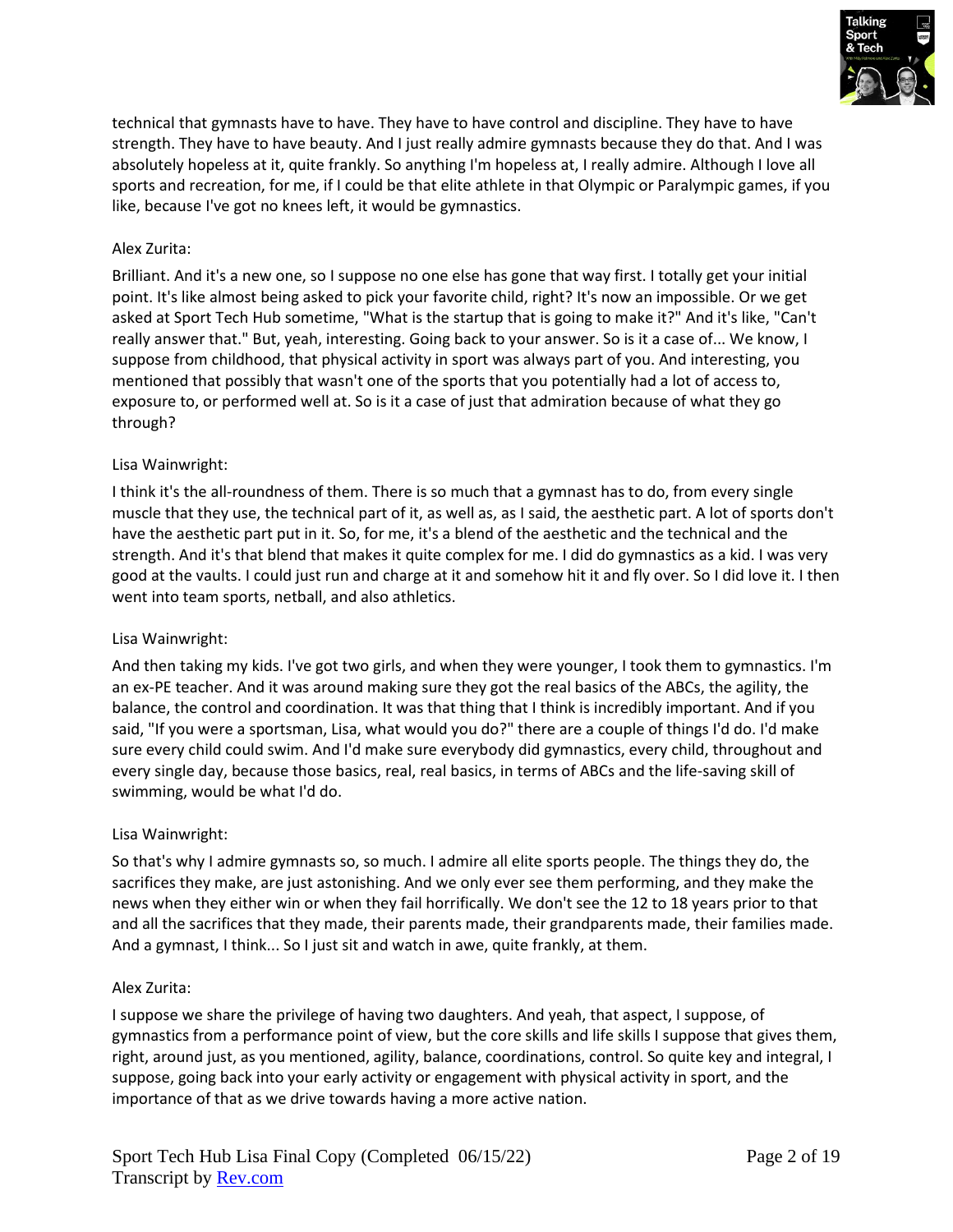technical that gymnasts have to have. They have to have control and discipline. They have to have strength. They have to have beauty. And I just really admire gymnasts because they do that. And I was absolutely hopeless at it, quite frankly. So anything I'm hopeless at, I really admire. Although I love all sports and recreation, for me, if I could be that elite athlete in that Olympic or Paralympic games, if you like, because I've got no knees left, it would be gymnastics.

Alex Zurita:

Brilliant. And it's a new one, so I suppose no one else has gone that way first. I totally get your initial point. It's like almost being asked to pick your favorite child, right? It's now an impossible. Or we get asked at Sport Tech Hub sometime, "What is the startup that is going to make it?" And it's like, "Can't really answer that." But, yeah, interesting. Going back to your answer. So is it a case of... We know, I suppose from childhood, that physical activity in sport was always part of you. And interesting, you mentioned that possibly that wasn't one of the sports that you potentially had a lot of access to, exposure to, or performed well at. So is it a case of just that admiration because of what they go through?

Lisa Wainwright:

I think it's the all-roundness of them. There is so much that a gymnast has to do, from every single muscle that they use, the technical part of it, as well as, as I said, the aesthetic part. A lot of sports don't have the aesthetic part put in it. So, for me, it's a blend of the aesthetic and the technical and the strength. And it's that blend that makes it quite complex for me. I did do gymnastics as a kid. I was very good at the vaults. I could just run and charge at it and somehow hit it and fly over. So I did love it. I then went into team sports, netball, and also athletics.

Lisa Wainwright:

And then taking my kids. I've got two girls, and when they were younger, I took them to gymnastics. I'm an ex-PE teacher. And it was around making sure they got the real basics of the ABCs, the agility, the balance, the control and coordination. It was that thing that I think is incredibly important. And if you said, "If you were a sportsman, Lisa, what would you do?" there are a couple of things I'd do. I'd make sure every child could swim. And I'd make sure everybody did gymnastics, every child, throughout and every single day, because those basics, real, real basics, in terms of ABCs and the life-saving skill of swimming, would be what I'd do.

Lisa Wainwright:

So that's why I admire gymnasts so, so much. I admire all elite sports people. The things they do, the sacrifices they make, are just astonishing. And we only ever see them performing, and they make the news when they either win or when they fail horrifically. We don't see the 12 to 18 years prior to that and all the sacrifices that they made, their parents made, their grandparents made, their families made. And a gymnast, I think... So I just sit and watch in awe, quite frankly, at them.

Alex Zurita:

I suppose we share the privilege of having two daughters. And yeah, that aspect, I suppose, of gymnastics from a performance point of view, but the core skills and life skills I suppose that gives them, right, around just, as you mentioned, agility, balance, coordinations, control. So quite key and integral, I suppose, going back into your early activity or engagement with physical activity in sport, and the importance of that as we drive towards having a more active nation.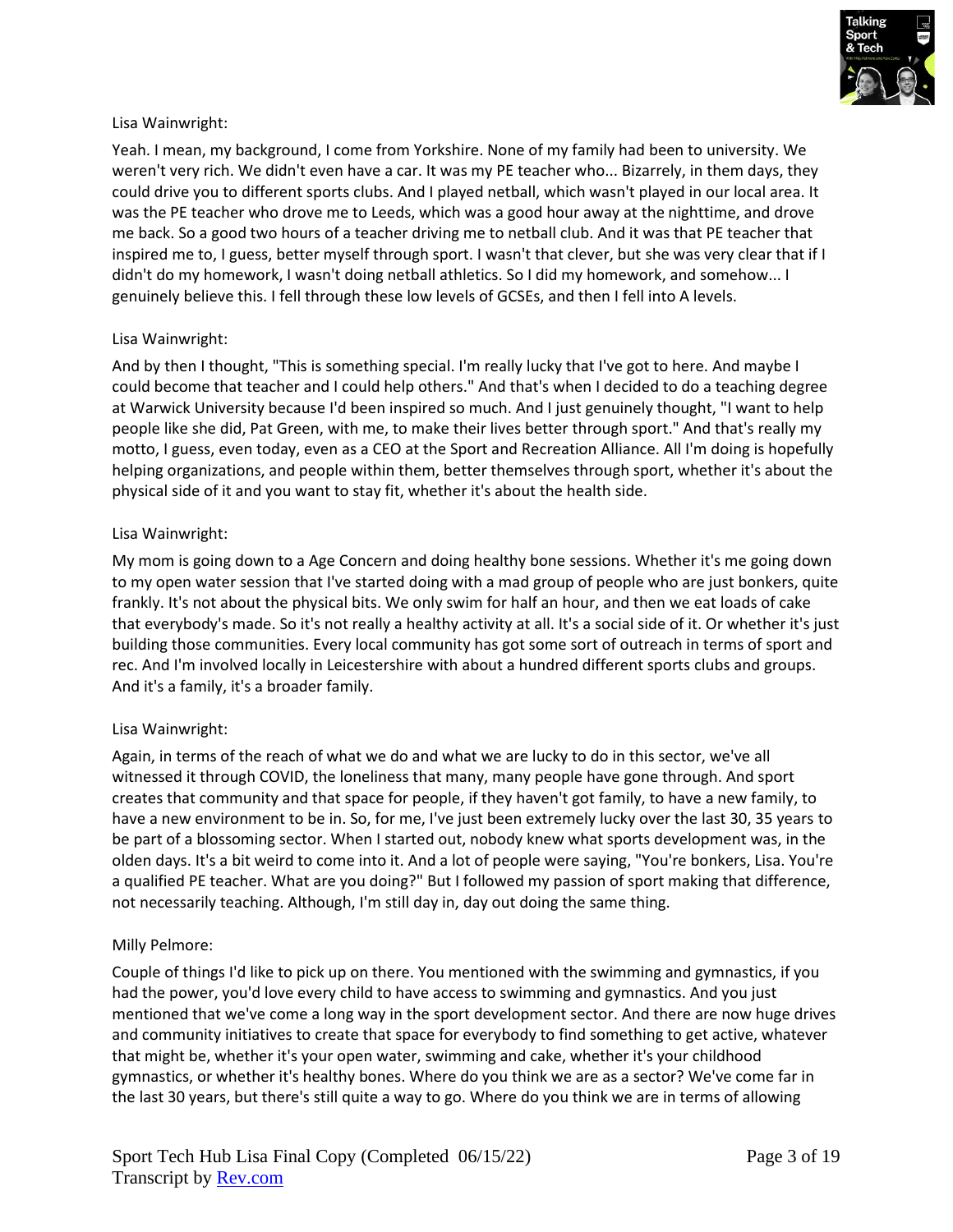Lisa Wainwright:

Yeah. I mean, my background, I come from Yorkshire. None of my family had been to university. We weren't very rich. We didn't even have a car. It was my PE teacher who... Bizarrely, in them days, they could drive you to different sports clubs. And I played netball, which wasn't played in our local area. It was the PE teacher who drove me to Leeds, which was a good hour away at the nighttime, and drove me back. So a good two hours of a teacher driving me to netball club. And it was that PE teacher that inspired me to, I guess, better myself through sport. I wasn't that clever, but she was very clear that if I didn't do my homework, I wasn't doing netball athletics. So I did my homework, and somehow... I genuinely believe this. I fell through these low levels of GCSEs, and then I fell into A levels.

Lisa Wainwright:

And by then I thought, "This is something special. I'm really lucky that I've got to here. And maybe I could become that teacher and I could help others." And that's when I decided to do a teaching degree at Warwick University because I'd been inspired so much. And I just genuinely thought, "I want to help people like she did, Pat Green, with me, to make their lives better through sport." And that's really my motto, I guess, even today, even as a CEO at the Sport and Recreation Alliance. All I'm doing is hopefully helping organizations, and people within them, better themselves through sport, whether it's about the physical side of it and you want to stay fit, whether it's about the health side.

Lisa Wainwright:

My mom is going down to a Age Concern and doing healthy bone sessions. Whether it's me going down to my open water session that I've started doing with a mad group of people who are just bonkers, quite frankly. It's not about the physical bits. We only swim for half an hour, and then we eat loads of cake that everybody's made. So it's not really a healthy activity at all. It's a social side of it. Or whether it's just building those communities. Every local community has got some sort of outreach in terms of sport and rec. And I'm involved locally in Leicestershire with about a hundred different sports clubs and groups. And it's a family, it's a broader family.

Lisa Wainwright:

Again, in terms of the reach of what we do and what we are lucky to do in this sector, we've all witnessed it through COVID, the loneliness that many, many people have gone through. And sport creates that community and that space for people, if they haven't got family, to have a new family, to have a new environment to be in. So, for me, I've just been extremely lucky over the last 30, 35 years to be part of a blossoming sector. When I started out, nobody knew what sports development was, in the olden days. It's a bit weird to come into it. And a lot of people were saying, "You're bonkers, Lisa. You're a qualified PE teacher. What are you doing?" But I followed my passion of sport making that difference, not necessarily teaching. Although, I'm still day in, day out doing the same thing.

Milly Pelmore:

Couple of things I'd like to pick up on there. You mentioned with the swimming and gymnastics, if you had the power, you'd love every child to have access to swimming and gymnastics. And you just mentioned that we've come a long way in the sport development sector. And there are now huge drives and community initiatives to create that space for everybody to find something to get active, whatever that might be, whether it's your open water, swimming and cake, whether it's your childhood gymnastics, or whether it's healthy bones. Where do you think we are as a sector? We've come far in the last 30 years, but there's still quite a way to go. Where do you think we are in terms of allowing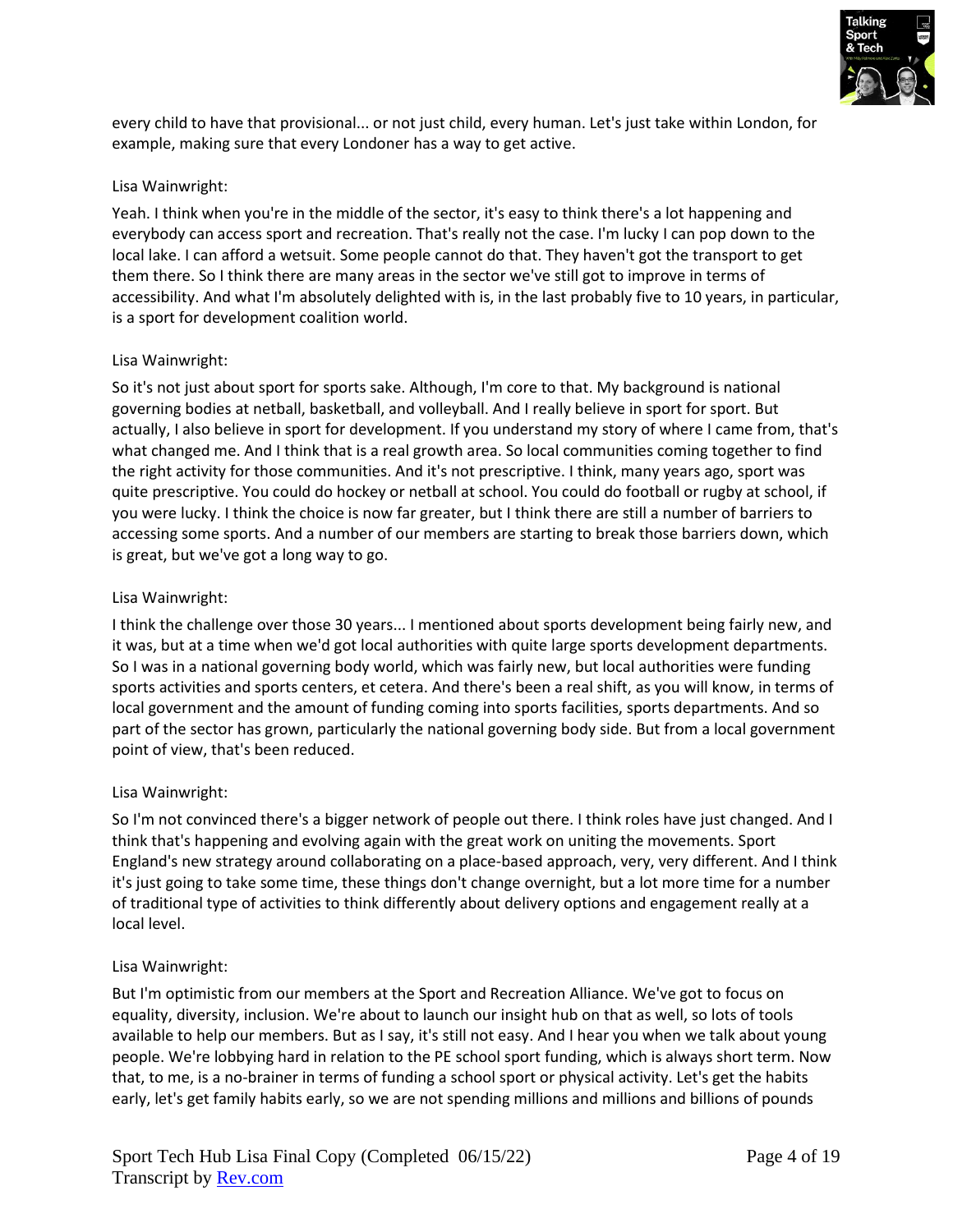every child to have that provisional... or not just child, every human. Let's just take within London, for example, making sure that every Londoner has a way to get active.

Lisa Wainwright:

Yeah. I think when you're in the middle of the sector, it's easy to think there's a lot happening and everybody can access sport and recreation. That's really not the case. I'm lucky I can pop down to the local lake. I can afford a wetsuit. Some people cannot do that. They haven't got the transport to get them there. So I think there are many areas in the sector we've still got to improve in terms of accessibility. And what I'm absolutely delighted with is, in the last probably five to 10 years, in particular, is a sport for development coalition world.

Lisa Wainwright:

So it's not just about sport for sports sake. Although, I'm core to that. My background is national governing bodies at netball, basketball, and volleyball. And I really believe in sport for sport. But actually, I also believe in sport for development. If you understand my story of where I came from, that's what changed me. And I think that is a real growth area. So local communities coming together to find the right activity for those communities. And it's not prescriptive. I think, many years ago, sport was quite prescriptive. You could do hockey or netball at school. You could do football or rugby at school, if you were lucky. I think the choice is now far greater, but I think there are still a number of barriers to accessing some sports. And a number of our members are starting to break those barriers down, which is great, but we've got a long way to go.

Lisa Wainwright:

I think the challenge over those 30 years... I mentioned about sports development being fairly new, and it was, but at a time when we'd got local authorities with quite large sports development departments. So I was in a national governing body world, which was fairly new, but local authorities were funding sports activities and sports centers, et cetera. And there's been a real shift, as you will know, in terms of local government and the amount of funding coming into sports facilities, sports departments. And so part of the sector has grown, particularly the national governing body side. But from a local government point of view, that's been reduced.

Lisa Wainwright:

So I'm not convinced there's a bigger network of people out there. I think roles have just changed. And I think that's happening and evolving again with the great work on uniting the movements. Sport England's new strategy around collaborating on a place-based approach, very, very different. And I think it's just going to take some time, these things don't change overnight, but a lot more time for a number of traditional type of activities to think differently about delivery options and engagement really at a local level.

Lisa Wainwright:

But I'm optimistic from our members at the Sport and Recreation Alliance. We've got to focus on equality, diversity, inclusion. We're about to launch our insight hub on that as well, so lots of tools available to help our members. But as I say, it's still not easy. And I hear you when we talk about young people. We're lobbying hard in relation to the PE school sport funding, which is always short term. Now that, to me, is a no-brainer in terms of funding a school sport or physical activity. Let's get the habits early, let's get family habits early, so we are not spending millions and millions and billions of pounds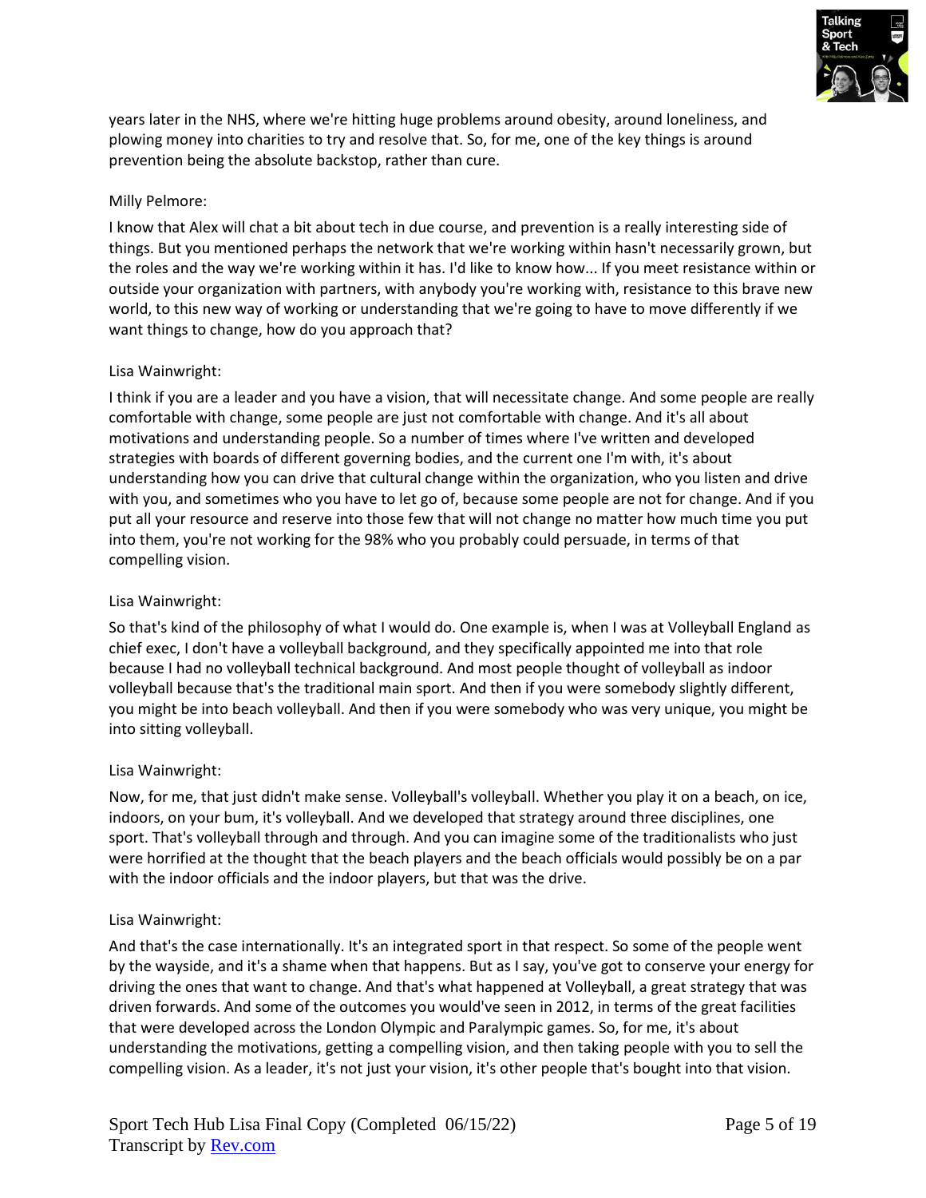years later in the NHS, where we're hitting huge problems around obesity, around loneliness, and plowing money into charities to try and resolve that. So, for me, one of the key things is around prevention being the absolute backstop, rather than cure.

Milly Pelmore:

I know that Alex will chat a bit about tech in due course, and prevention is a really interesting side of things. But you mentioned perhaps the network that we're working within hasn't necessarily grown, but the roles and the way we're working within it has. I'd like to know how... If you meet resistance within or outside your organization with partners, with anybody you're working with, resistance to this brave new world, to this new way of working or understanding that we're going to have to move differently if we want things to change, how do you approach that?

Lisa Wainwright:

I think if you are a leader and you have a vision, that will necessitate change. And some people are really comfortable with change, some people are just not comfortable with change. And it's all about motivations and understanding people. So a number of times where I've written and developed strategies with boards of different governing bodies, and the current one I'm with, it's about understanding how you can drive that cultural change within the organization, who you listen and drive with you, and sometimes who you have to let go of, because some people are not for change. And if you put all your resource and reserve into those few that will not change no matter how much time you put into them, you're not working for the 98% who you probably could persuade, in terms of that compelling vision.

Lisa Wainwright:

So that's kind of the philosophy of what I would do. One example is, when I was at Volleyball England as chief exec, I don't have a volleyball background, and they specifically appointed me into that role because I had no volleyball technical background. And most people thought of volleyball as indoor volleyball because that's the traditional main sport. And then if you were somebody slightly different, you might be into beach volleyball. And then if you were somebody who was very unique, you might be into sitting volleyball.

Lisa Wainwright:

Now, for me, that just didn't make sense. Volleyball's volleyball. Whether you play it on a beach, on ice, indoors, on your bum, it's volleyball. And we developed that strategy around three disciplines, one sport. That's volleyball through and through. And you can imagine some of the traditionalists who just were horrified at the thought that the beach players and the beach officials would possibly be on a par with the indoor officials and the indoor players, but that was the drive.

Lisa Wainwright:

And that's the case internationally. It's an integrated sport in that respect. So some of the people went by the wayside, and it's a shame when that happens. But as I say, you've got to conserve your energy for driving the ones that want to change. And that's what happened at Volleyball, a great strategy that was driven forwards. And some of the outcomes you would've seen in 2012, in terms of the great facilities that were developed across the London Olympic and Paralympic games. So, for me, it's about understanding the motivations, getting a compelling vision, and then taking people with you to sell the compelling vision. As a leader, it's not just your vision, it's other people that's bought into that vision.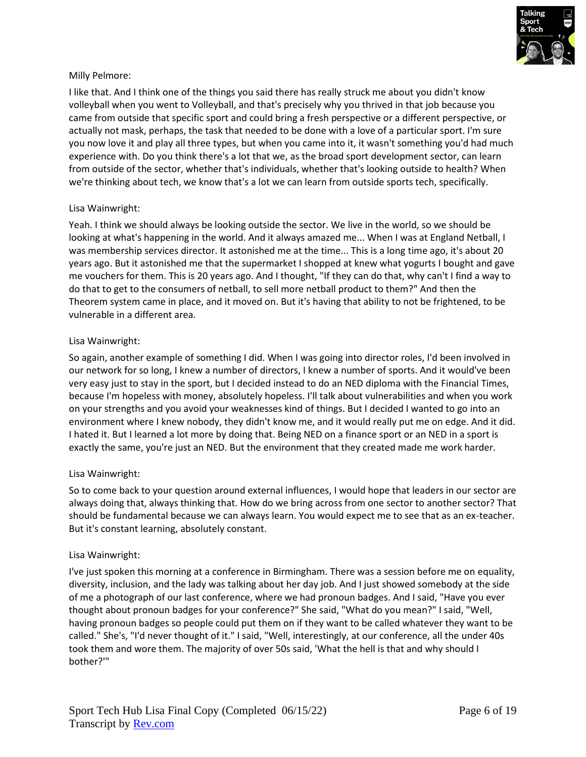Milly Pelmore:

I like that. And I think one of the things you said there has really struck me about you didn't know volleyball when you went to Volleyball, and that's precisely why you thrived in that job because you came from outside that specific sport and could bring a fresh perspective or a different perspective, or actually not mask, perhaps, the task that needed to be done with a love of a particular sport. I'm sure you now love it and play all three types, but when you came into it, it wasn't something you'd had much experience with. Do you think there's a lot that we, as the broad sport development sector, can learn from outside of the sector, whether that's individuals, whether that's looking outside to health? When we're thinking about tech, we know that's a lot we can learn from outside sports tech, specifically.

Lisa Wainwright:

Yeah. I think we should always be looking outside the sector. We live in the world, so we should be looking at what's happening in the world. And it always amazed me... When I was at England Netball, I was membership services director. It astonished me at the time... This is a long time ago, it's about 20 years ago. But it astonished me that the supermarket I shopped at knew what yogurts I bought and gave me vouchers for them. This is 20 years ago. And I thought, "If they can do that, why can't I find a way to do that to get to the consumers of netball, to sell more netball product to them?" And then the Theorem system came in place, and it moved on. But it's having that ability to not be frightened, to be vulnerable in a different area.

Lisa Wainwright:

So again, another example of something I did. When I was going into director roles, I'd been involved in our network for so long, I knew a number of directors, I knew a number of sports. And it would've been very easy just to stay in the sport, but I decided instead to do an NED diploma with the Financial Times, because I'm hopeless with money, absolutely hopeless. I'll talk about vulnerabilities and when you work on your strengths and you avoid your weaknesses kind of things. But I decided I wanted to go into an environment where I knew nobody, they didn't know me, and it would really put me on edge. And it did. I hated it. But I learned a lot more by doing that. Being NED on a finance sport or an NED in a sport is exactly the same, you're just an NED. But the environment that they created made me work harder.

Lisa Wainwright:

So to come back to your question around external influences, I would hope that leaders in our sector are always doing that, always thinking that. How do we bring across from one sector to another sector? That should be fundamental because we can always learn. You would expect me to see that as an ex-teacher. But it's constant learning, absolutely constant.

Lisa Wainwright:

I've just spoken this morning at a conference in Birmingham. There was a session before me on equality, diversity, inclusion, and the lady was talking about her day job. And I just showed somebody at the side of me a photograph of our last conference, where we had pronoun badges. And I said, "Have you ever thought about pronoun badges for your conference?" She said, "What do you mean?" I said, "Well, having pronoun badges so people could put them on if they want to be called whatever they want to be called." She's, "I'd never thought of it." I said, "Well, interestingly, at our conference, all the under 40s took them and wore them. The majority of over 50s said, 'What the hell is that and why should I bother?'"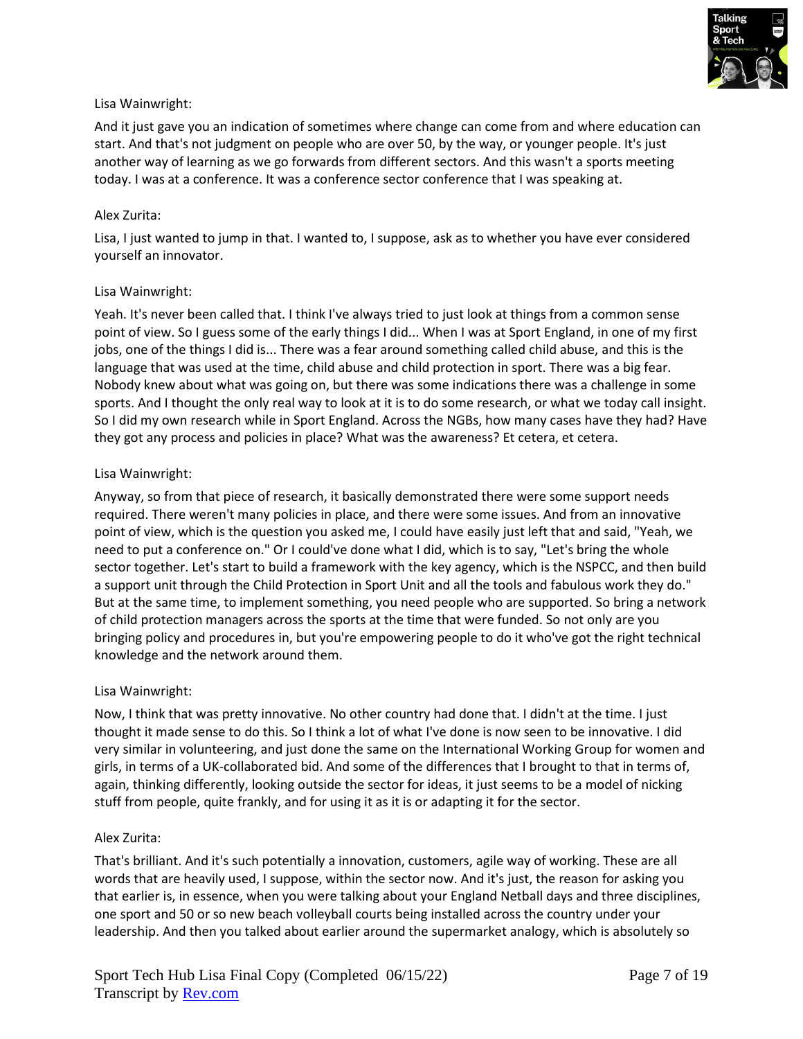Lisa Wainwright:

And it just gave you an indication of sometimes where change can come from and where education can start. And that's not judgment on people who are over 50, by the way, or younger people. It's just another way of learning as we go forwards from different sectors. And this wasn't a sports meeting today. I was at a conference. It was a conference sector conference that I was speaking at.

Alex Zurita:

Lisa, I just wanted to jump in that. I wanted to, I suppose, ask as to whether you have ever considered yourself an innovator.

Lisa Wainwright:

Yeah. It's never been called that. I think I've always tried to just look at things from a common sense point of view. So I guess some of the early things I did... When I was at Sport England, in one of my first jobs, one of the things I did is... There was a fear around something called child abuse, and this is the language that was used at the time, child abuse and child protection in sport. There was a big fear. Nobody knew about what was going on, but there was some indications there was a challenge in some sports. And I thought the only real way to look at it is to do some research, or what we today call insight. So I did my own research while in Sport England. Across the NGBs, how many cases have they had? Have they got any process and policies in place? What was the awareness? Et cetera, et cetera.

Lisa Wainwright:

Anyway, so from that piece of research, it basically demonstrated there were some support needs required. There weren't many policies in place, and there were some issues. And from an innovative point of view, which is the question you asked me, I could have easily just left that and said, "Yeah, we need to put a conference on." Or I could've done what I did, which is to say, "Let's bring the whole sector together. Let's start to build a framework with the key agency, which is the NSPCC, and then build a support unit through the Child Protection in Sport Unit and all the tools and fabulous work they do." But at the same time, to implement something, you need people who are supported. So bring a network of child protection managers across the sports at the time that were funded. So not only are you bringing policy and procedures in, but you're empowering people to do it who've got the right technical knowledge and the network around them.

Lisa Wainwright:

Now, I think that was pretty innovative. No other country had done that. I didn't at the time. I just thought it made sense to do this. So I think a lot of what I've done is now seen to be innovative. I did very similar in volunteering, and just done the same on the International Working Group for women and girls, in terms of a UK-collaborated bid. And some of the differences that I brought to that in terms of, again, thinking differently, looking outside the sector for ideas, it just seems to be a model of nicking stuff from people, quite frankly, and for using it as it is or adapting it for the sector.

Alex Zurita:

That's brilliant. And it's such potentially a innovation, customers, agile way of working. These are all words that are heavily used, I suppose, within the sector now. And it's just, the reason for asking you that earlier is, in essence, when you were talking about your England Netball days and three disciplines, one sport and 50 or so new beach volleyball courts being installed across the country under your leadership. And then you talked about earlier around the supermarket analogy, which is absolutely so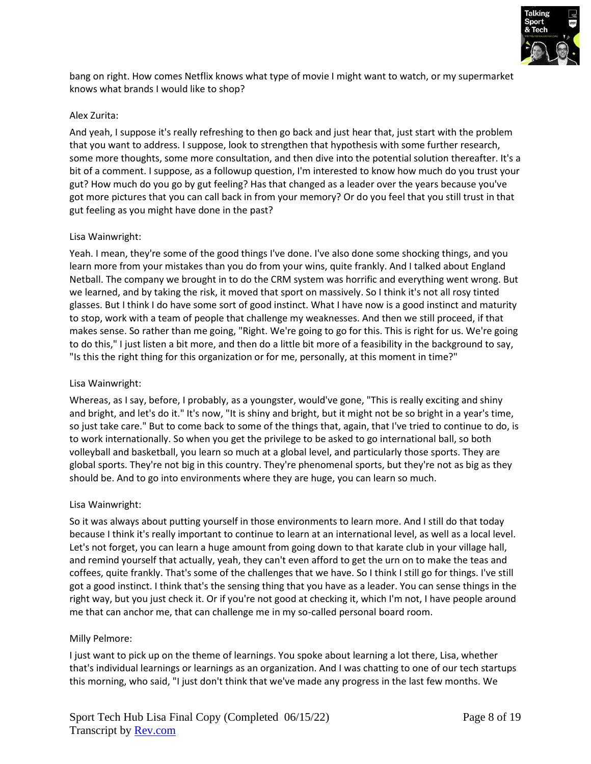bang on right. How comes Netflix knows what type of movie I might want to watch, or my supermarket knows what brands I would like to shop?

Alex Zurita:

And yeah, I suppose it's really refreshing to then go back and just hear that, just start with the problem that you want to address. I suppose, look to strengthen that hypothesis with some further research, some more thoughts, some more consultation, and then dive into the potential solution thereafter. It's a bit of a comment. I suppose, as a followup question, I'm interested to know how much do you trust your gut? How much do you go by gut feeling? Has that changed as a leader over the years because you've got more pictures that you can call back in from your memory? Or do you feel that you still trust in that gut feeling as you might have done in the past?

Lisa Wainwright:

Yeah. I mean, they're some of the good things I've done. I've also done some shocking things, and you learn more from your mistakes than you do from your wins, quite frankly. And I talked about England Netball. The company we brought in to do the CRM system was horrific and everything went wrong. But we learned, and by taking the risk, it moved that sport on massively. So I think it's not all rosy tinted glasses. But I think I do have some sort of good instinct. What I have now is a good instinct and maturity to stop, work with a team of people that challenge my weaknesses. And then we still proceed, if that makes sense. So rather than me going, "Right. We're going to go for this. This is right for us. We're going to do this," I just listen a bit more, and then do a little bit more of a feasibility in the background to say, "Is this the right thing for this organization or for me, personally, at this moment in time?"

Lisa Wainwright:

Whereas, as I say, before, I probably, as a youngster, would've gone, "This is really exciting and shiny and bright, and let's do it." It's now, "It is shiny and bright, but it might not be so bright in a year's time, so just take care." But to come back to some of the things that, again, that I've tried to continue to do, is to work internationally. So when you get the privilege to be asked to go international ball, so both volleyball and basketball, you learn so much at a global level, and particularly those sports. They are global sports. They're not big in this country. They're phenomenal sports, but they're not as big as they should be. And to go into environments where they are huge, you can learn so much.

Lisa Wainwright:

So it was always about putting yourself in those environments to learn more. And I still do that today because I think it's really important to continue to learn at an international level, as well as a local level. Let's not forget, you can learn a huge amount from going down to that karate club in your village hall, and remind yourself that actually, yeah, they can't even afford to get the urn on to make the teas and coffees, quite frankly. That's some of the challenges that we have. So I think I still go for things. I've still got a good instinct. I think that's the sensing thing that you have as a leader. You can sense things in the right way, but you just check it. Or if you're not good at checking it, which I'm not, I have people around me that can anchor me, that can challenge me in my so-called personal board room.

Milly Pelmore:

I just want to pick up on the theme of learnings. You spoke about learning a lot there, Lisa, whether that's individual learnings or learnings as an organization. And I was chatting to one of our tech startups this morning, who said, "I just don't think that we've made any progress in the last few months. We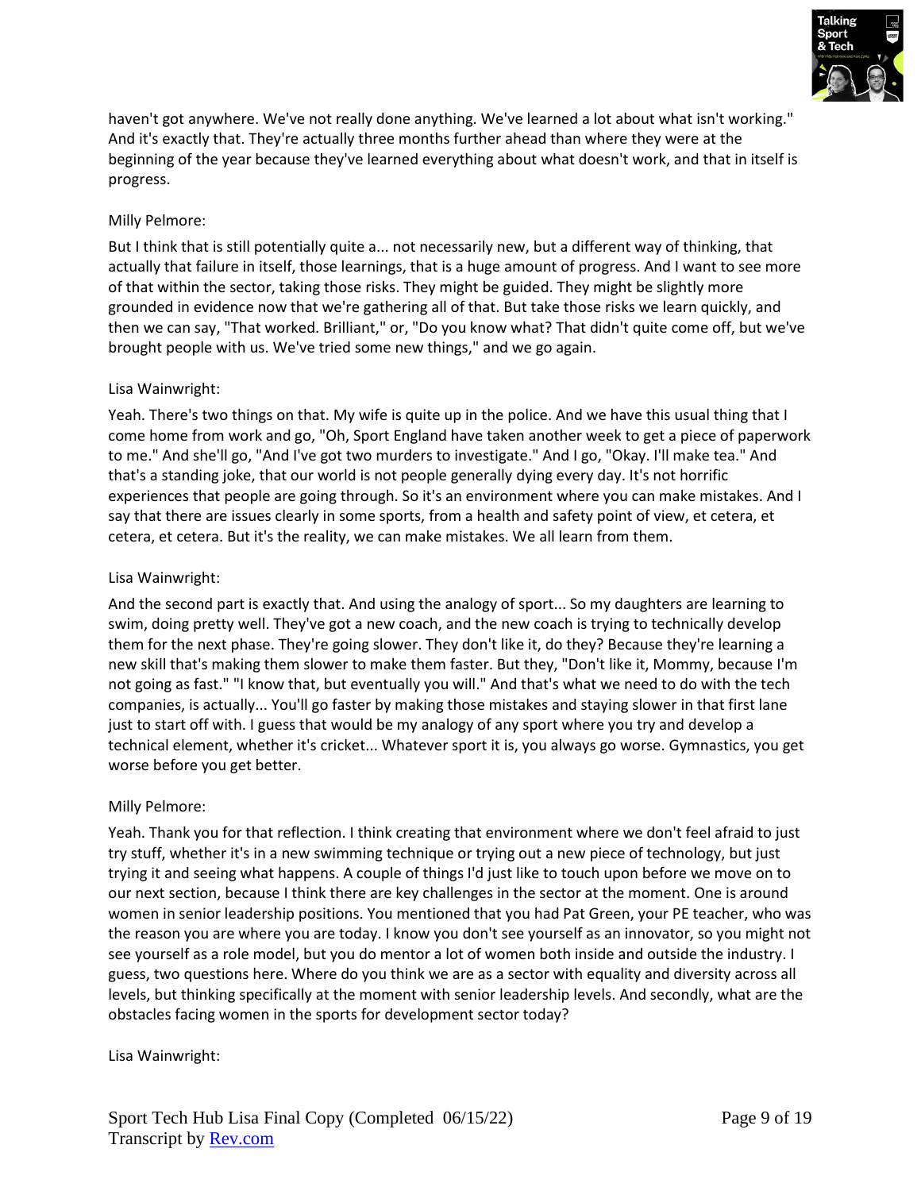haven't got anywhere. We've not really done anything. We've learned a lot about what isn't working." And it's exactly that. They're actually three months further ahead than where they were at the beginning of the year because they've learned everything about what doesn't work, and that in itself is progress.

Milly Pelmore:

But I think that is still potentially quite a... not necessarily new, but a different way of thinking, that actually that failure in itself, those learnings, that is a huge amount of progress. And I want to see more of that within the sector, taking those risks. They might be guided. They might be slightly more grounded in evidence now that we're gathering all of that. But take those risks we learn quickly, and then we can say, "That worked. Brilliant," or, "Do you know what? That didn't quite come off, but we've brought people with us. We've tried some new things," and we go again.

Lisa Wainwright:

Yeah. There's two things on that. My wife is quite up in the police. And we have this usual thing that I come home from work and go, "Oh, Sport England have taken another week to get a piece of paperwork to me." And she'll go, "And I've got two murders to investigate." And I go, "Okay. I'll make tea." And that's a standing joke, that our world is not people generally dying every day. It's not horrific experiences that people are going through. So it's an environment where you can make mistakes. And I say that there are issues clearly in some sports, from a health and safety point of view, et cetera, et cetera, et cetera. But it's the reality, we can make mistakes. We all learn from them.

Lisa Wainwright:

And the second part is exactly that. And using the analogy of sport... So my daughters are learning to swim, doing pretty well. They've got a new coach, and the new coach is trying to technically develop them for the next phase. They're going slower. They don't like it, do they? Because they're learning a new skill that's making them slower to make them faster. But they, "Don't like it, Mommy, because I'm not going as fast." "I know that, but eventually you will." And that's what we need to do with the tech companies, is actually... You'll go faster by making those mistakes and staying slower in that first lane just to start off with. I guess that would be my analogy of any sport where you try and develop a technical element, whether it's cricket... Whatever sport it is, you always go worse. Gymnastics, you get worse before you get better.

Milly Pelmore:

Yeah. Thank you for that reflection. I think creating that environment where we don't feel afraid to just try stuff, whether it's in a new swimming technique or trying out a new piece of technology, but just trying it and seeing what happens. A couple of things I'd just like to touch upon before we move on to our next section, because I think there are key challenges in the sector at the moment. One is around women in senior leadership positions. You mentioned that you had Pat Green, your PE teacher, who was the reason you are where you are today. I know you don't see yourself as an innovator, so you might not see yourself as a role model, but you do mentor a lot of women both inside and outside the industry. I guess, two questions here. Where do you think we are as a sector with equality and diversity across all levels, but thinking specifically at the moment with senior leadership levels. And secondly, what are the obstacles facing women in the sports for development sector today?

Lisa Wainwright: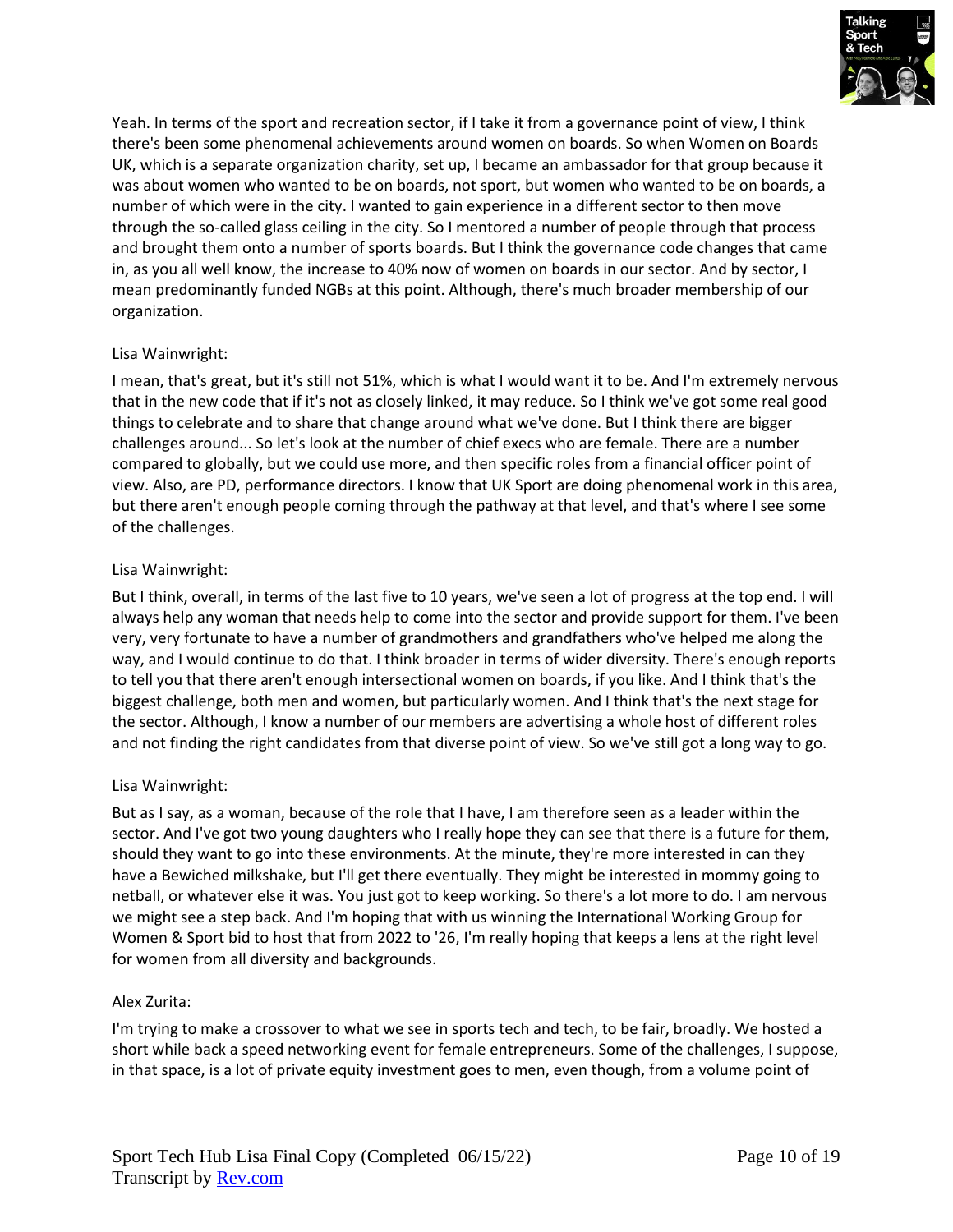Yeah. In terms of the sport and recreation sector, if I take it from a governance point of view, I think there's been some phenomenal achievements around women on boards. So when Women on Boards UK, which is a separate organization charity, set up, I became an ambassador for that group because it was about women who wanted to be on boards, not sport, but women who wanted to be on boards, a number of which were in the city. I wanted to gain experience in a different sector to then move through the so-called glass ceiling in the city. So I mentored a number of people through that process and brought them onto a number of sports boards. But I think the governance code changes that came in, as you all well know, the increase to 40% now of women on boards in our sector. And by sector, I mean predominantly funded NGBs at this point. Although, there's much broader membership of our organization.

Lisa Wainwright:

I mean, that's great, but it's still not 51%, which is what I would want it to be. And I'm extremely nervous that in the new code that if it's not as closely linked, it may reduce. So I think we've got some real good things to celebrate and to share that change around what we've done. But I think there are bigger challenges around... So let's look at the number of chief execs who are female. There are a number compared to globally, but we could use more, and then specific roles from a financial officer point of view. Also, are PD, performance directors. I know that UK Sport are doing phenomenal work in this area, but there aren't enough people coming through the pathway at that level, and that's where I see some of the challenges.

Lisa Wainwright:

But I think, overall, in terms of the last five to 10 years, we've seen a lot of progress at the top end. I will always help any woman that needs help to come into the sector and provide support for them. I've been very, very fortunate to have a number of grandmothers and grandfathers who've helped me along the way, and I would continue to do that. I think broader in terms of wider diversity. There's enough reports to tell you that there aren't enough intersectional women on boards, if you like. And I think that's the biggest challenge, both men and women, but particularly women. And I think that's the next stage for the sector. Although, I know a number of our members are advertising a whole host of different roles and not finding the right candidates from that diverse point of view. So we've still got a long way to go.

Lisa Wainwright:

But as I say, as a woman, because of the role that I have, I am therefore seen as a leader within the sector. And I've got two young daughters who I really hope they can see that there is a future for them, should they want to go into these environments. At the minute, they're more interested in can they have a Bewiched milkshake, but I'll get there eventually. They might be interested in mommy going to netball, or whatever else it was. You just got to keep working. So there's a lot more to do. I am nervous we might see a step back. And I'm hoping that with us winning the International Working Group for Women & Sport bid to host that from 2022 to '26, I'm really hoping that keeps a lens at the right level for women from all diversity and backgrounds.

Alex Zurita:

I'm trying to make a crossover to what we see in sports tech and tech, to be fair, broadly. We hosted a short while back a speed networking event for female entrepreneurs. Some of the challenges, I suppose, in that space, is a lot of private equity investment goes to men, even though, from a volume point of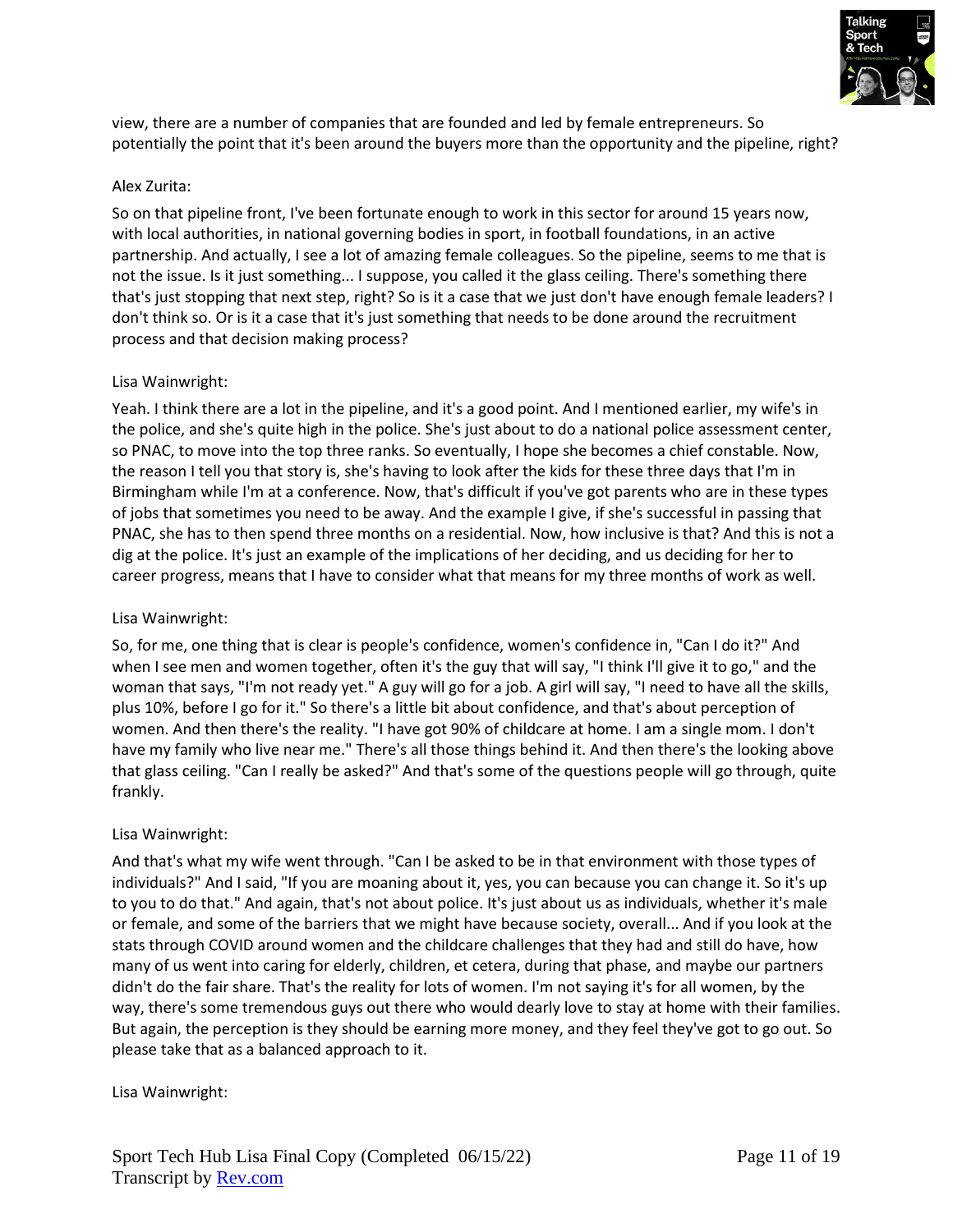view, there are a number of companies that are founded and led by female entrepreneurs. So potentially the point that it's been around the buyers more than the opportunity and the pipeline, right?

Alex Zurita:

So on that pipeline front, I've been fortunate enough to work in this sector for around 15 years now, with local authorities, in national governing bodies in sport, in football foundations, in an active partnership. And actually, I see a lot of amazing female colleagues. So the pipeline, seems to me that is not the issue. Is it just something... I suppose, you called it the glass ceiling. There's something there that's just stopping that next step, right? So is it a case that we just don't have enough female leaders? I don't think so. Or is it a case that it's just something that needs to be done around the recruitment process and that decision making process?

Lisa Wainwright:

Yeah. I think there are a lot in the pipeline, and it's a good point. And I mentioned earlier, my wife's in the police, and she's quite high in the police. She's just about to do a national police assessment center, so PNAC, to move into the top three ranks. So eventually, I hope she becomes a chief constable. Now, the reason I tell you that story is, she's having to look after the kids for these three days that I'm in Birmingham while I'm at a conference. Now, that's difficult if you've got parents who are in these types of jobs that sometimes you need to be away. And the example I give, if she's successful in passing that PNAC, she has to then spend three months on a residential. Now, how inclusive is that? And this is not a dig at the police. It's just an example of the implications of her deciding, and us deciding for her to career progress, means that I have to consider what that means for my three months of work as well.

Lisa Wainwright:

So, for me, one thing that is clear is people's confidence, women's confidence in, "Can I do it?" And when I see men and women together, often it's the guy that will say, "I think I'll give it to go," and the woman that says, "I'm not ready yet." A guy will go for a job. A girl will say, "I need to have all the skills, plus 10%, before I go for it." So there's a little bit about confidence, and that's about perception of women. And then there's the reality. "I have got 90% of childcare at home. I am a single mom. I don't have my family who live near me." There's all those things behind it. And then there's the looking above that glass ceiling. "Can I really be asked?" And that's some of the questions people will go through, quite frankly.

Lisa Wainwright:

And that's what my wife went through. "Can I be asked to be in that environment with those types of individuals?" And I said, "If you are moaning about it, yes, you can because you can change it. So it's up to you to do that." And again, that's not about police. It's just about us as individuals, whether it's male or female, and some of the barriers that we might have because society, overall... And if you look at the stats through COVID around women and the childcare challenges that they had and still do have, how many of us went into caring for elderly, children, et cetera, during that phase, and maybe our partners didn't do the fair share. That's the reality for lots of women. I'm not saying it's for all women, by the way, there's some tremendous guys out there who would dearly love to stay at home with their families. But again, the perception is they should be earning more money, and they feel they've got to go out. So please take that as a balanced approach to it.

Lisa Wainwright: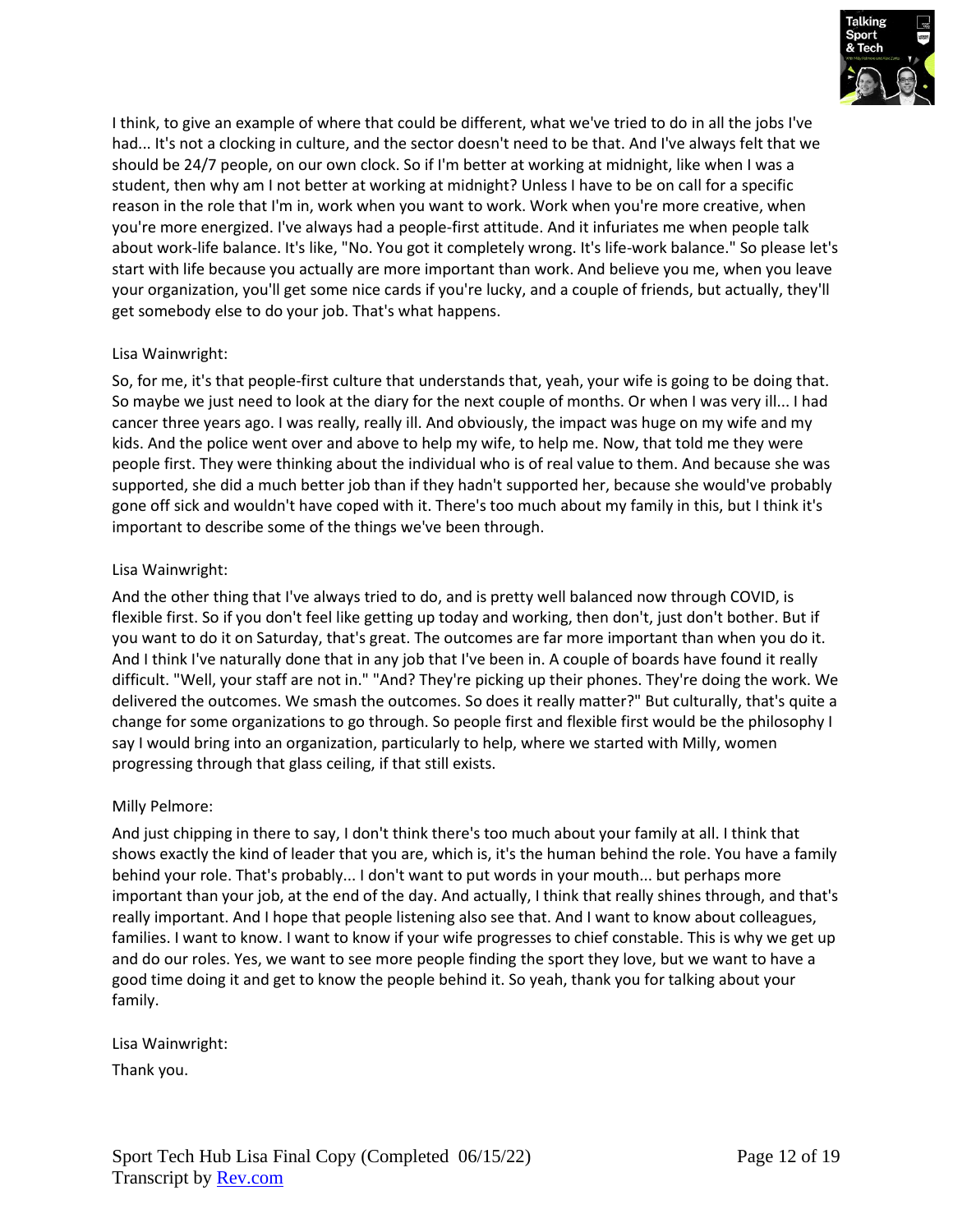I think, to give an example of where that could be different, what we've tried to do in all the jobs I've had... It's not a clocking in culture, and the sector doesn't need to be that. And I've always felt that we should be 24/7 people, on our own clock. So if I'm better at working at midnight, like when I was a student, then why am I not better at working at midnight? Unless I have to be on call for a specific reason in the role that I'm in, work when you want to work. Work when you're more creative, when you're more energized. I've always had a people-first attitude. And it infuriates me when people talk about work-life balance. It's like, "No. You got it completely wrong. It's life-work balance." So please let's start with life because you actually are more important than work. And believe you me, when you leave your organization, you'll get some nice cards if you're lucky, and a couple of friends, but actually, they'll get somebody else to do your job. That's what happens.

Lisa Wainwright:

So, for me, it's that people-first culture that understands that, yeah, your wife is going to be doing that. So maybe we just need to look at the diary for the next couple of months. Or when I was very ill... I had cancer three years ago. I was really, really ill. And obviously, the impact was huge on my wife and my kids. And the police went over and above to help my wife, to help me. Now, that told me they were people first. They were thinking about the individual who is of real value to them. And because she was supported, she did a much better job than if they hadn't supported her, because she would've probably gone off sick and wouldn't have coped with it. There's too much about my family in this, but I think it's important to describe some of the things we've been through.

Lisa Wainwright:

And the other thing that I've always tried to do, and is pretty well balanced now through COVID, is flexible first. So if you don't feel like getting up today and working, then don't, just don't bother. But if you want to do it on Saturday, that's great. The outcomes are far more important than when you do it. And I think I've naturally done that in any job that I've been in. A couple of boards have found it really difficult. "Well, your staff are not in." "And? They're picking up their phones. They're doing the work. We delivered the outcomes. We smash the outcomes. So does it really matter?" But culturally, that's quite a change for some organizations to go through. So people first and flexible first would be the philosophy I say I would bring into an organization, particularly to help, where we started with Milly, women progressing through that glass ceiling, if that still exists.

Milly Pelmore:

And just chipping in there to say, I don't think there's too much about your family at all. I think that shows exactly the kind of leader that you are, which is, it's the human behind the role. You have a family behind your role. That's probably... I don't want to put words in your mouth... but perhaps more important than your job, at the end of the day. And actually, I think that really shines through, and that's really important. And I hope that people listening also see that. And I want to know about colleagues, families. I want to know. I want to know if your wife progresses to chief constable. This is why we get up and do our roles. Yes, we want to see more people finding the sport they love, but we want to have a good time doing it and get to know the people behind it. So yeah, thank you for talking about your family.

Lisa Wainwright:

Thank you.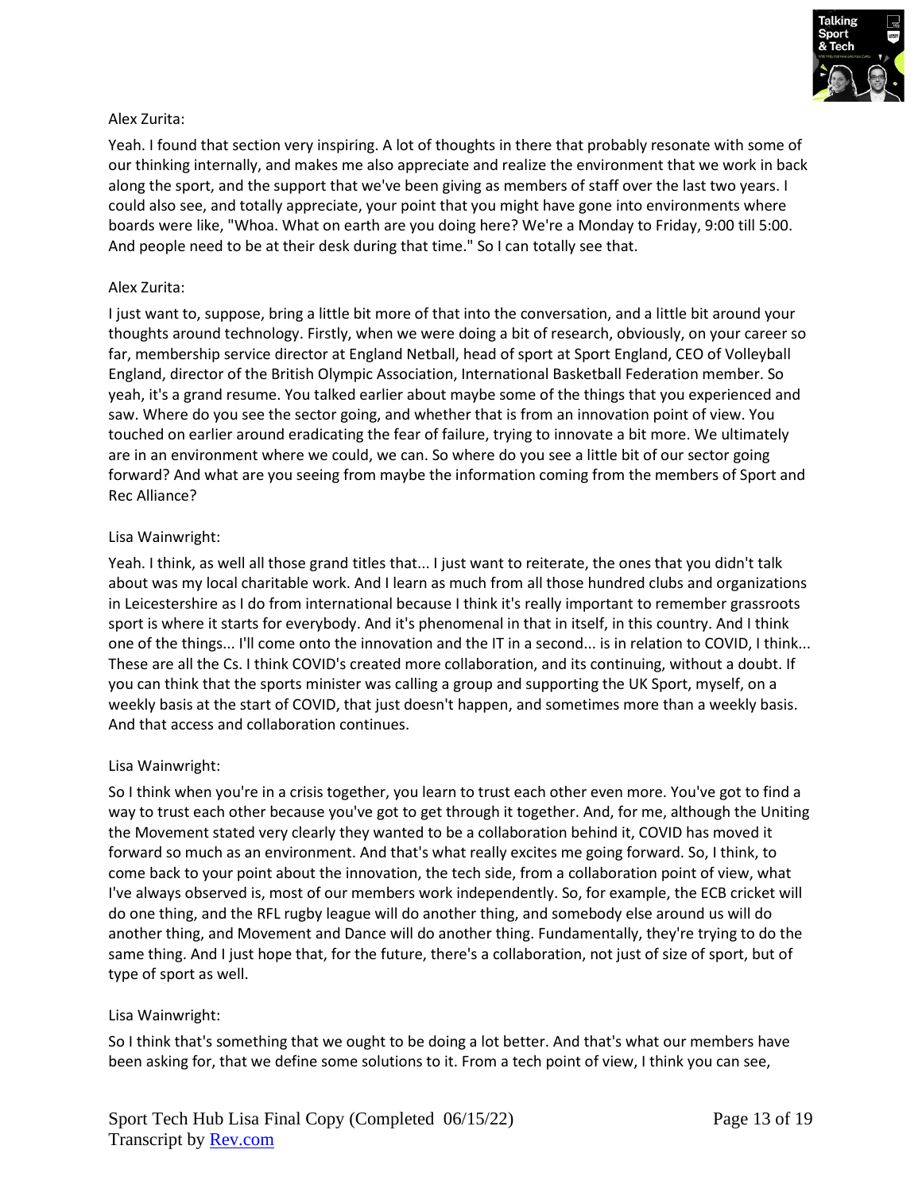Alex Zurita:

Yeah. I found that section very inspiring. A lot of thoughts in there that probably resonate with some of our thinking internally, and makes me also appreciate and realize the environment that we work in back along the sport, and the support that we've been giving as members of staff over the last two years. I could also see, and totally appreciate, your point that you might have gone into environments where boards were like, "Whoa. What on earth are you doing here? We're a Monday to Friday, 9:00 till 5:00. And people need to be at their desk during that time." So I can totally see that.

Alex Zurita:

I just want to, suppose, bring a little bit more of that into the conversation, and a little bit around your thoughts around technology. Firstly, when we were doing a bit of research, obviously, on your career so far, membership service director at England Netball, head of sport at Sport England, CEO of Volleyball England, director of the British Olympic Association, International Basketball Federation member. So yeah, it's a grand resume. You talked earlier about maybe some of the things that you experienced and saw. Where do you see the sector going, and whether that is from an innovation point of view. You touched on earlier around eradicating the fear of failure, trying to innovate a bit more. We ultimately are in an environment where we could, we can. So where do you see a little bit of our sector going forward? And what are you seeing from maybe the information coming from the members of Sport and Rec Alliance?

Lisa Wainwright:

Yeah. I think, as well all those grand titles that... I just want to reiterate, the ones that you didn't talk about was my local charitable work. And I learn as much from all those hundred clubs and organizations in Leicestershire as I do from international because I think it's really important to remember grassroots sport is where it starts for everybody. And it's phenomenal in that in itself, in this country. And I think one of the things... I'll come onto the innovation and the IT in a second... is in relation to COVID, I think... These are all the Cs. I think COVID's created more collaboration, and its continuing, without a doubt. If you can think that the sports minister was calling a group and supporting the UK Sport, myself, on a weekly basis at the start of COVID, that just doesn't happen, and sometimes more than a weekly basis. And that access and collaboration continues.

Lisa Wainwright:

So I think when you're in a crisis together, you learn to trust each other even more. You've got to find a way to trust each other because you've got to get through it together. And, for me, although the Uniting the Movement stated very clearly they wanted to be a collaboration behind it, COVID has moved it forward so much as an environment. And that's what really excites me going forward. So, I think, to come back to your point about the innovation, the tech side, from a collaboration point of view, what I've always observed is, most of our members work independently. So, for example, the ECB cricket will do one thing, and the RFL rugby league will do another thing, and somebody else around us will do another thing, and Movement and Dance will do another thing. Fundamentally, they're trying to do the same thing. And I just hope that, for the future, there's a collaboration, not just of size of sport, but of type of sport as well.

Lisa Wainwright:

So I think that's something that we ought to be doing a lot better. And that's what our members have been asking for, that we define some solutions to it. From a tech point of view, I think you can see,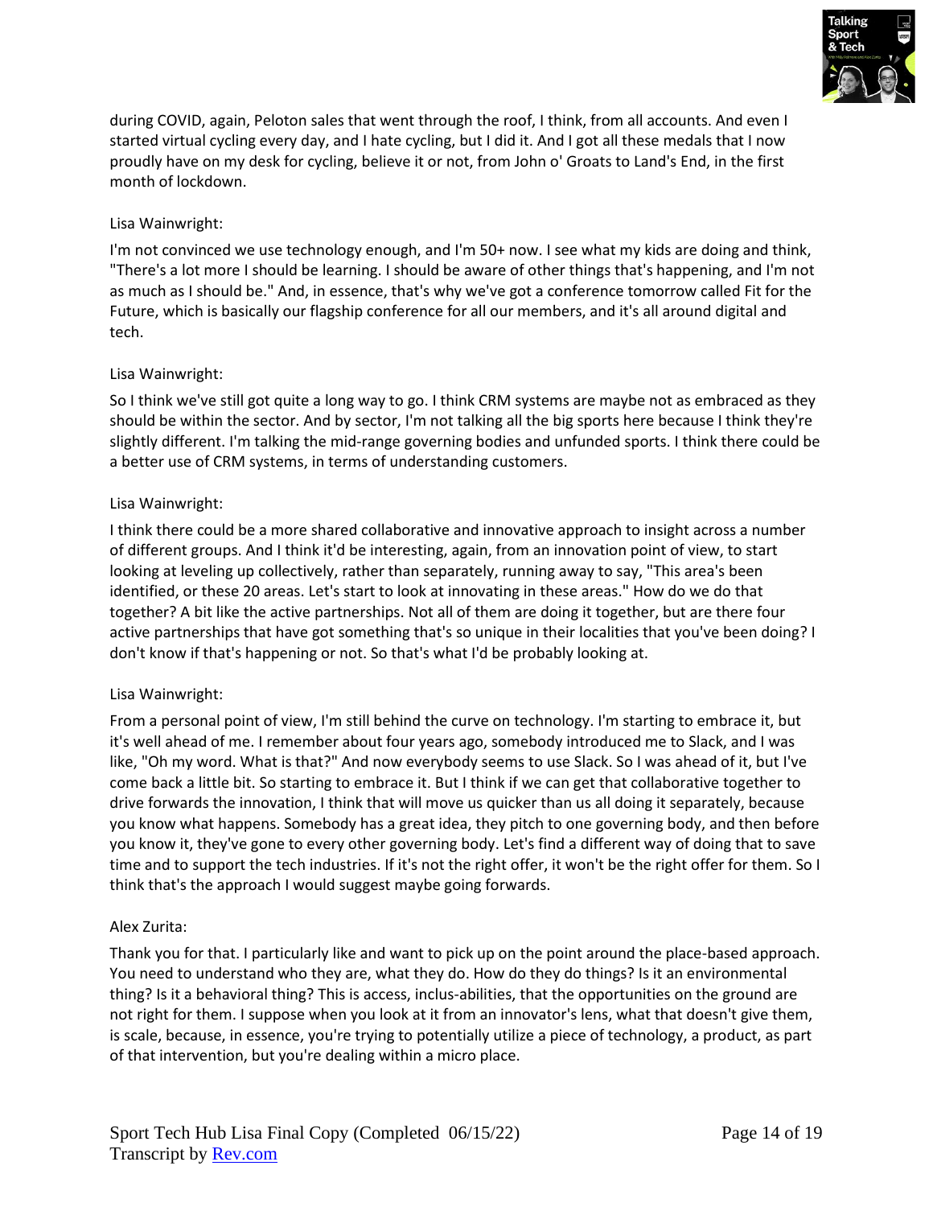during COVID, again, Peloton sales that went through the roof, I think, from all accounts. And even I started virtual cycling every day, and I hate cycling, but I did it. And I got all these medals that I now proudly have on my desk for cycling, believe it or not, from John o' Groats to Land's End, in the first month of lockdown.

Lisa Wainwright:

I'm not convinced we use technology enough, and I'm 50+ now. I see what my kids are doing and think, "There's a lot more I should be learning. I should be aware of other things that's happening, and I'm not as much as I should be." And, in essence, that's why we've got a conference tomorrow called Fit for the Future, which is basically our flagship conference for all our members, and it's all around digital and tech.

Lisa Wainwright:

So I think we've still got quite a long way to go. I think CRM systems are maybe not as embraced as they should be within the sector. And by sector, I'm not talking all the big sports here because I think they're slightly different. I'm talking the mid-range governing bodies and unfunded sports. I think there could be a better use of CRM systems, in terms of understanding customers.

Lisa Wainwright:

I think there could be a more shared collaborative and innovative approach to insight across a number of different groups. And I think it'd be interesting, again, from an innovation point of view, to start looking at leveling up collectively, rather than separately, running away to say, "This area's been identified, or these 20 areas. Let's start to look at innovating in these areas." How do we do that together? A bit like the active partnerships. Not all of them are doing it together, but are there four active partnerships that have got something that's so unique in their localities that you've been doing? I don't know if that's happening or not. So that's what I'd be probably looking at.

Lisa Wainwright:

From a personal point of view, I'm still behind the curve on technology. I'm starting to embrace it, but it's well ahead of me. I remember about four years ago, somebody introduced me to Slack, and I was like, "Oh my word. What is that?" And now everybody seems to use Slack. So I was ahead of it, but I've come back a little bit. So starting to embrace it. But I think if we can get that collaborative together to drive forwards the innovation, I think that will move us quicker than us all doing it separately, because you know what happens. Somebody has a great idea, they pitch to one governing body, and then before you know it, they've gone to every other governing body. Let's find a different way of doing that to save time and to support the tech industries. If it's not the right offer, it won't be the right offer for them. So I think that's the approach I would suggest maybe going forwards.

Alex Zurita:

Thank you for that. I particularly like and want to pick up on the point around the place-based approach. You need to understand who they are, what they do. How do they do things? Is it an environmental thing? Is it a behavioral thing? This is access, inclus-abilities, that the opportunities on the ground are not right for them. I suppose when you look at it from an innovator's lens, what that doesn't give them, is scale, because, in essence, you're trying to potentially utilize a piece of technology, a product, as part of that intervention, but you're dealing within a micro place.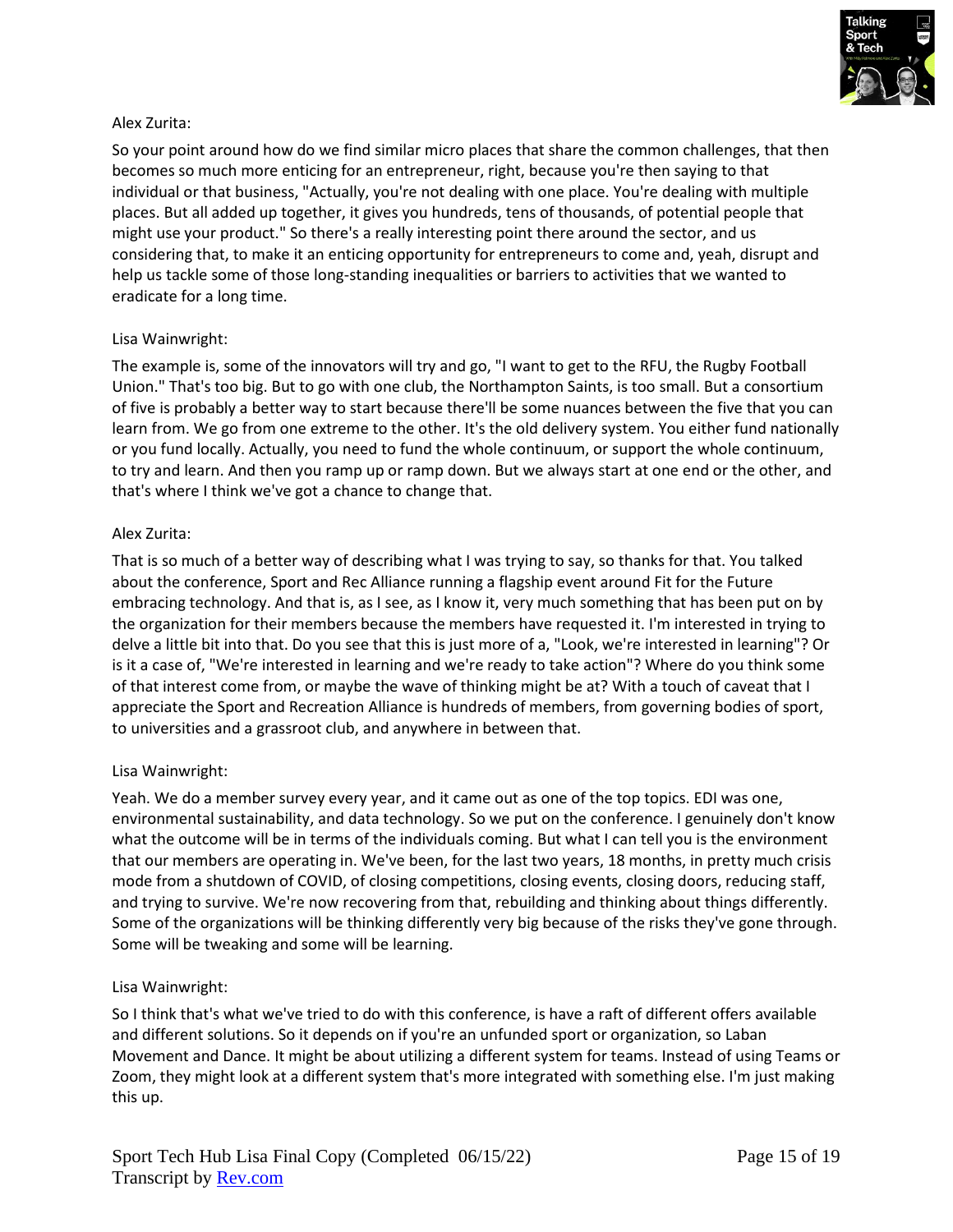Alex Zurita:

So your point around how do we find similar micro places that share the common challenges, that then becomes so much more enticing for an entrepreneur, right, because you're then saying to that individual or that business, "Actually, you're not dealing with one place. You're dealing with multiple places. But all added up together, it gives you hundreds, tens of thousands, of potential people that might use your product." So there's a really interesting point there around the sector, and us considering that, to make it an enticing opportunity for entrepreneurs to come and, yeah, disrupt and help us tackle some of those long-standing inequalities or barriers to activities that we wanted to eradicate for a long time.

Lisa Wainwright:

The example is, some of the innovators will try and go, "I want to get to the RFU, the Rugby Football Union." That's too big. But to go with one club, the Northampton Saints, is too small. But a consortium of five is probably a better way to start because there'll be some nuances between the five that you can learn from. We go from one extreme to the other. It's the old delivery system. You either fund nationally or you fund locally. Actually, you need to fund the whole continuum, or support the whole continuum, to try and learn. And then you ramp up or ramp down. But we always start at one end or the other, and that's where I think we've got a chance to change that.

Alex Zurita:

That is so much of a better way of describing what I was trying to say, so thanks for that. You talked about the conference, Sport and Rec Alliance running a flagship event around Fit for the Future embracing technology. And that is, as I see, as I know it, very much something that has been put on by the organization for their members because the members have requested it. I'm interested in trying to delve a little bit into that. Do you see that this is just more of a, "Look, we're interested in learning"? Or is it a case of, "We're interested in learning and we're ready to take action"? Where do you think some of that interest come from, or maybe the wave of thinking might be at? With a touch of caveat that I appreciate the Sport and Recreation Alliance is hundreds of members, from governing bodies of sport, to universities and a grassroot club, and anywhere in between that.

Lisa Wainwright:

Yeah. We do a member survey every year, and it came out as one of the top topics. EDI was one, environmental sustainability, and data technology. So we put on the conference. I genuinely don't know what the outcome will be in terms of the individuals coming. But what I can tell you is the environment that our members are operating in. We've been, for the last two years, 18 months, in pretty much crisis mode from a shutdown of COVID, of closing competitions, closing events, closing doors, reducing staff, and trying to survive. We're now recovering from that, rebuilding and thinking about things differently. Some of the organizations will be thinking differently very big because of the risks they've gone through. Some will be tweaking and some will be learning.

Lisa Wainwright:

So I think that's what we've tried to do with this conference, is have a raft of different offers available and different solutions. So it depends on if you're an unfunded sport or organization, so Laban Movement and Dance. It might be about utilizing a different system for teams. Instead of using Teams or Zoom, they might look at a different system that's more integrated with something else. I'm just making this up.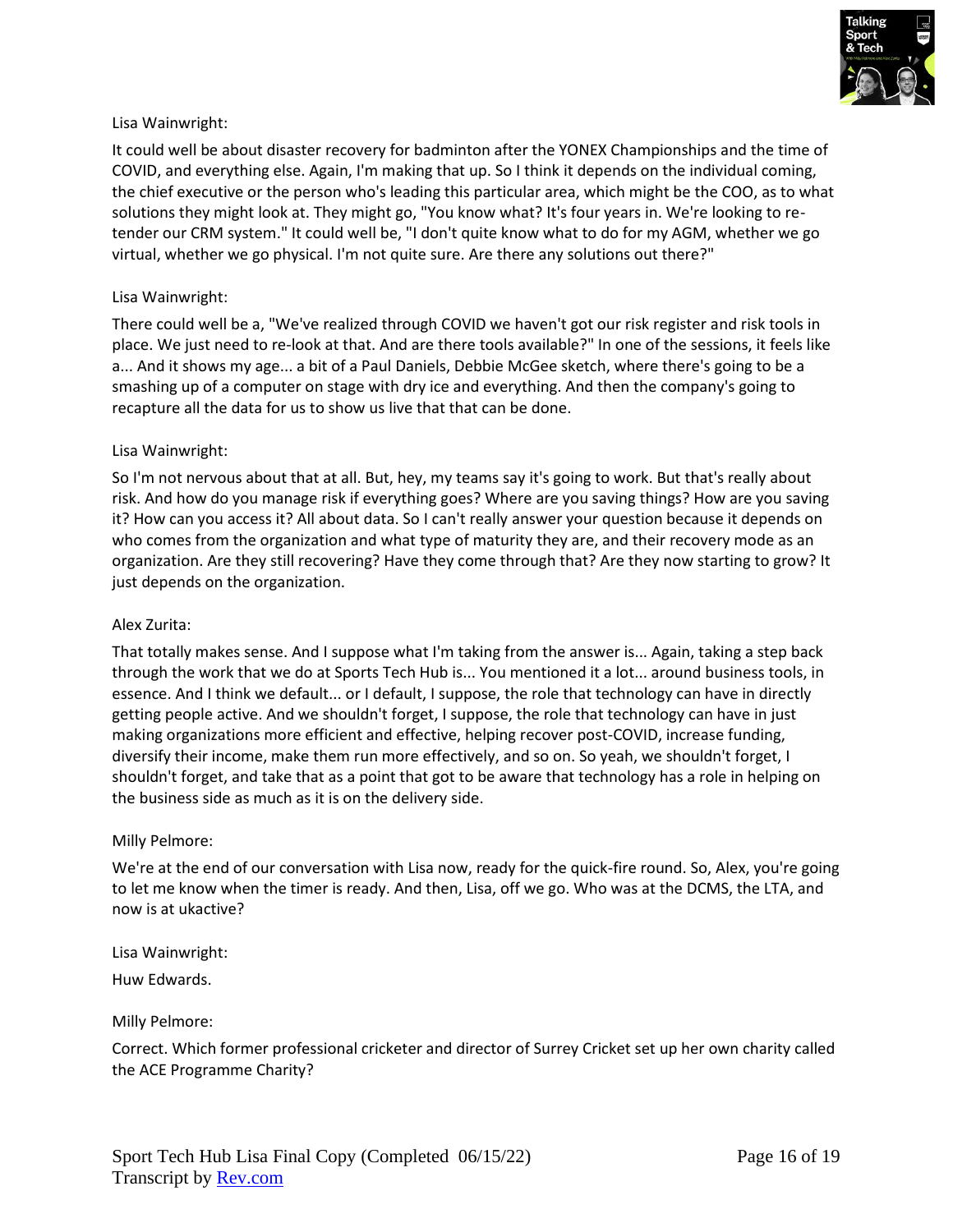Lisa Wainwright:

It could well be about disaster recovery for badminton after the YONEX Championships and the time of COVID, and everything else. Again, I'm making that up. So I think it depends on the individual coming, the chief executive or the person who's leading this particular area, which might be the COO, as to what solutions they might look at. They might go, "You know what? It's four years in. We're looking to re-tender our CRM system." It could well be, "I don't quite know what to do for my AGM, whether we go virtual, whether we go physical. I'm not quite sure. Are there any solutions out there?"

Lisa Wainwright:

There could well be a, "We've realized through COVID we haven't got our risk register and risk tools in place. We just need to re-look at that. And are there tools available?" In one of the sessions, it feels like a... And it shows my age... a bit of a Paul Daniels, Debbie McGee sketch, where there's going to be a smashing up of a computer on stage with dry ice and everything. And then the company's going to recapture all the data for us to show us live that that can be done.

Lisa Wainwright:

So I'm not nervous about that at all. But, hey, my teams say it's going to work. But that's really about risk. And how do you manage risk if everything goes? Where are you saving things? How are you saving it? How can you access it? All about data. So I can't really answer your question because it depends on who comes from the organization and what type of maturity they are, and their recovery mode as an organization. Are they still recovering? Have they come through that? Are they now starting to grow? It just depends on the organization.

Alex Zurita:

That totally makes sense. And I suppose what I'm taking from the answer is... Again, taking a step back through the work that we do at Sports Tech Hub is... You mentioned it a lot... around business tools, in essence. And I think we default... or I default, I suppose, the role that technology can have in directly getting people active. And we shouldn't forget, I suppose, the role that technology can have in just making organizations more efficient and effective, helping recover post-COVID, increase funding, diversify their income, make them run more effectively, and so on. So yeah, we shouldn't forget, I shouldn't forget, and take that as a point that got to be aware that technology has a role in helping on the business side as much as it is on the delivery side.

Milly Pelmore:

We're at the end of our conversation with Lisa now, ready for the quick-fire round. So, Alex, you're going to let me know when the timer is ready. And then, Lisa, off we go. Who was at the DCMS, the LTA, and now is at ukactive?

Lisa Wainwright:

Huw Edwards.

Milly Pelmore:

Correct. Which former professional cricketer and director of Surrey Cricket set up her own charity called the ACE Programme Charity?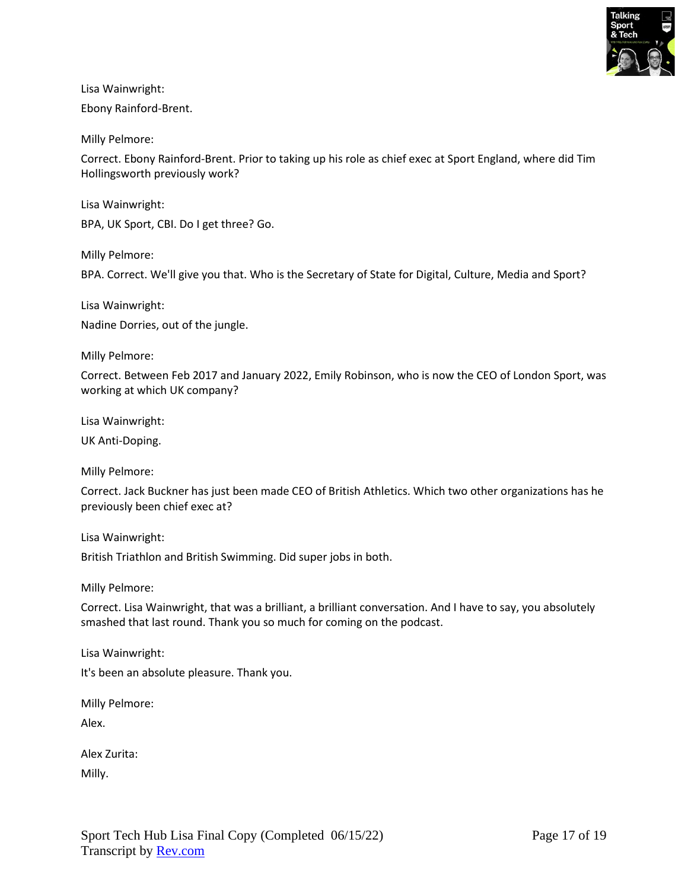Lisa Wainwright:

Ebony Rainford-Brent.

Milly Pelmore:

Correct. Ebony Rainford-Brent. Prior to taking up his role as chief exec at Sport England, where did Tim Hollingsworth previously work?

Lisa Wainwright:

BPA, UK Sport, CBI. Do I get three? Go.

Milly Pelmore:

BPA. Correct. We'll give you that. Who is the Secretary of State for Digital, Culture, Media and Sport?

Lisa Wainwright:

Nadine Dorries, out of the jungle.

Milly Pelmore:

Correct. Between Feb 2017 and January 2022, Emily Robinson, who is now the CEO of London Sport, was working at which UK company?

Lisa Wainwright:

UK Anti-Doping.

Milly Pelmore:

Correct. Jack Buckner has just been made CEO of British Athletics. Which two other organizations has he previously been chief exec at?

Lisa Wainwright:

British Triathlon and British Swimming. Did super jobs in both.

Milly Pelmore:

Correct. Lisa Wainwright, that was a brilliant, a brilliant conversation. And I have to say, you absolutely smashed that last round. Thank you so much for coming on the podcast.

Lisa Wainwright:

It's been an absolute pleasure. Thank you.

Milly Pelmore:

Alex.

Alex Zurita:

Milly.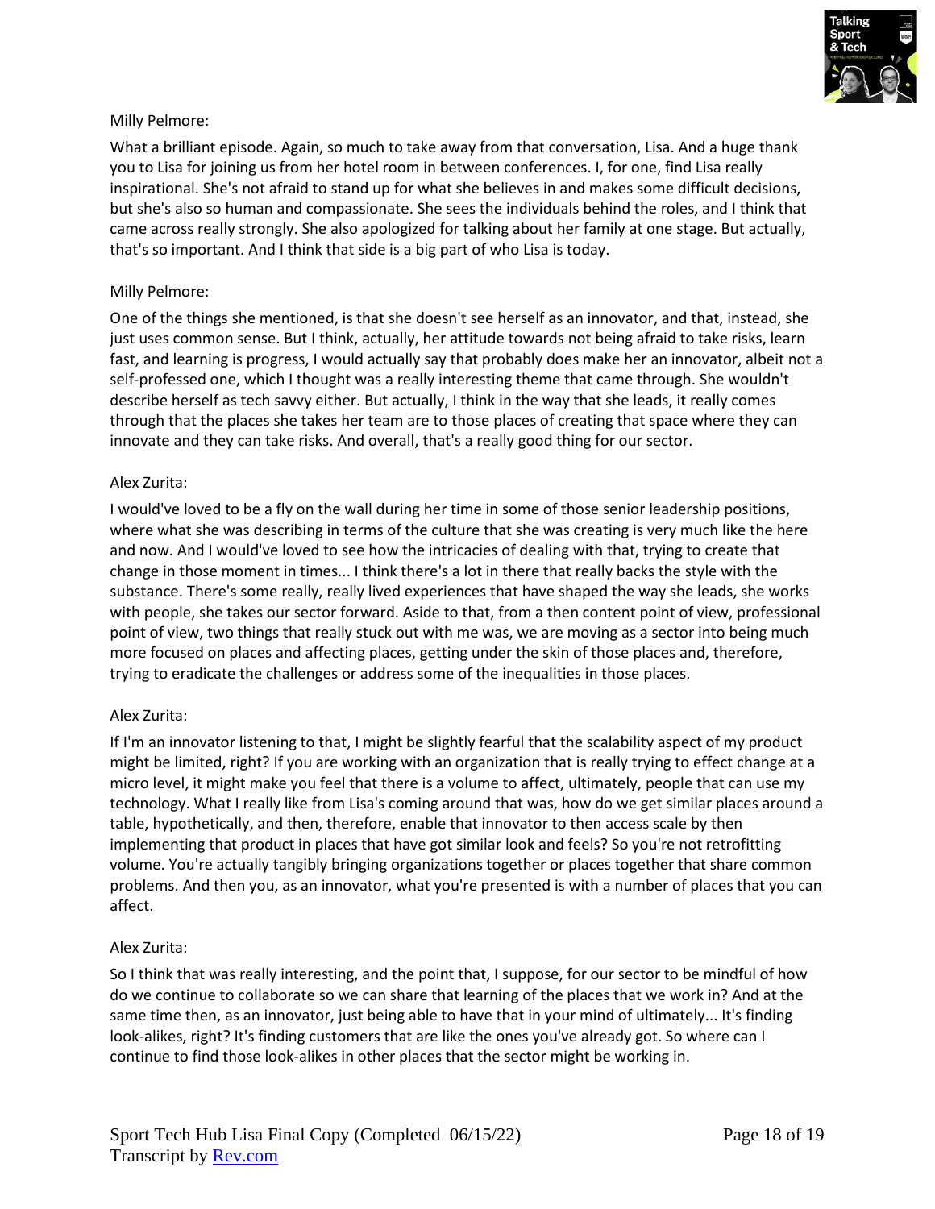Milly Pelmore:

What a brilliant episode. Again, so much to take away from that conversation, Lisa. And a huge thank you to Lisa for joining us from her hotel room in between conferences. I, for one, find Lisa really inspirational. She's not afraid to stand up for what she believes in and makes some difficult decisions, but she's also so human and compassionate. She sees the individuals behind the roles, and I think that came across really strongly. She also apologized for talking about her family at one stage. But actually, that's so important. And I think that side is a big part of who Lisa is today.

Milly Pelmore:

One of the things she mentioned, is that she doesn't see herself as an innovator, and that, instead, she just uses common sense. But I think, actually, her attitude towards not being afraid to take risks, learn fast, and learning is progress, I would actually say that probably does make her an innovator, albeit not a self-professed one, which I thought was a really interesting theme that came through. She wouldn't describe herself as tech savvy either. But actually, I think in the way that she leads, it really comes through that the places she takes her team are to those places of creating that space where they can innovate and they can take risks. And overall, that's a really good thing for our sector.

Alex Zurita:

I would've loved to be a fly on the wall during her time in some of those senior leadership positions, where what she was describing in terms of the culture that she was creating is very much like the here and now. And I would've loved to see how the intricacies of dealing with that, trying to create that change in those moment in times... I think there's a lot in there that really backs the style with the substance. There's some really, really lived experiences that have shaped the way she leads, she works with people, she takes our sector forward. Aside to that, from a then content point of view, professional point of view, two things that really stuck out with me was, we are moving as a sector into being much more focused on places and affecting places, getting under the skin of those places and, therefore, trying to eradicate the challenges or address some of the inequalities in those places.

Alex Zurita:

If I'm an innovator listening to that, I might be slightly fearful that the scalability aspect of my product might be limited, right? If you are working with an organization that is really trying to effect change at a micro level, it might make you feel that there is a volume to affect, ultimately, people that can use my technology. What I really like from Lisa's coming around that was, how do we get similar places around a table, hypothetically, and then, therefore, enable that innovator to then access scale by then implementing that product in places that have got similar look and feels? So you're not retrofitting volume. You're actually tangibly bringing organizations together or places together that share common problems. And then you, as an innovator, what you're presented is with a number of places that you can affect.

Alex Zurita:

So I think that was really interesting, and the point that, I suppose, for our sector to be mindful of how do we continue to collaborate so we can share that learning of the places that we work in? And at the same time then, as an innovator, just being able to have that in your mind of ultimately... It's finding look-alikes, right? It's finding customers that are like the ones you've already got. So where can I continue to find those look-alikes in other places that the sector might be working in.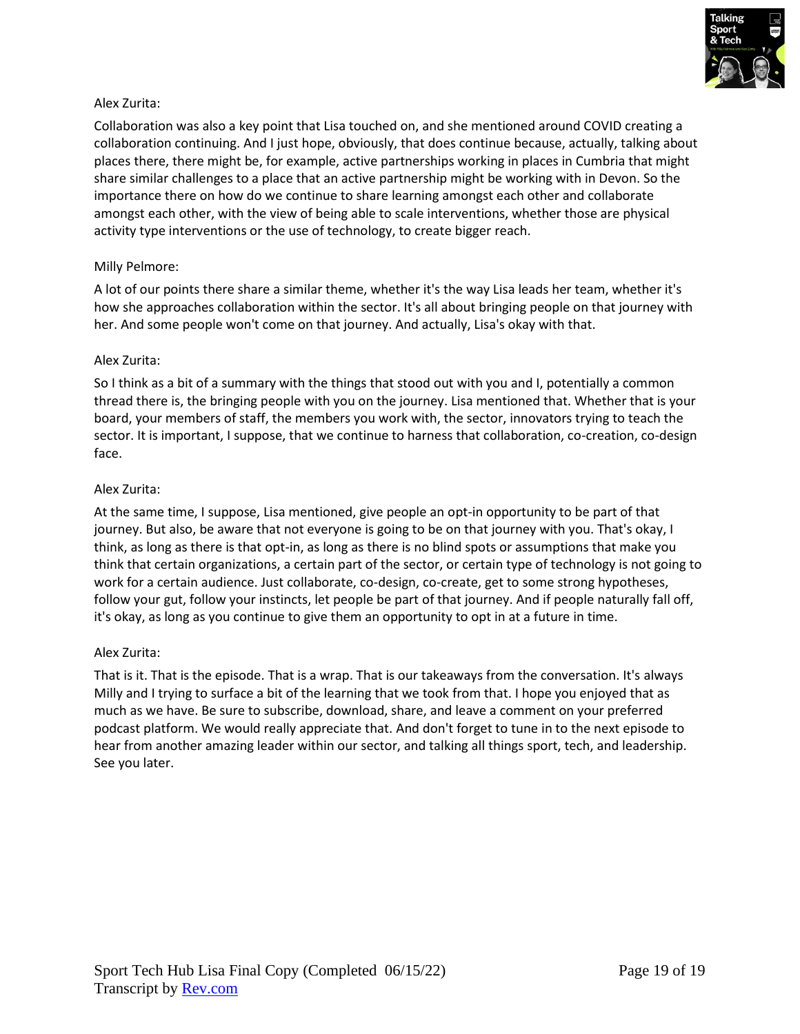Alex Zurita:

Collaboration was also a key point that Lisa touched on, and she mentioned around COVID creating a collaboration continuing. And I just hope, obviously, that does continue because, actually, talking about places there, there might be, for example, active partnerships working in places in Cumbria that might share similar challenges to a place that an active partnership might be working with in Devon. So the importance there on how do we continue to share learning amongst each other and collaborate amongst each other, with the view of being able to scale interventions, whether those are physical activity type interventions or the use of technology, to create bigger reach.

Milly Pelmore:

A lot of our points there share a similar theme, whether it's the way Lisa leads her team, whether it's how she approaches collaboration within the sector. It's all about bringing people on that journey with her. And some people won't come on that journey. And actually, Lisa's okay with that.

Alex Zurita:

So I think as a bit of a summary with the things that stood out with you and I, potentially a common thread there is, the bringing people with you on the journey. Lisa mentioned that. Whether that is your board, your members of staff, the members you work with, the sector, innovators trying to teach the sector. It is important, I suppose, that we continue to harness that collaboration, co-creation, co-design face.

Alex Zurita:

At the same time, I suppose, Lisa mentioned, give people an opt-in opportunity to be part of that journey. But also, be aware that not everyone is going to be on that journey with you. That's okay, I think, as long as there is that opt-in, as long as there is no blind spots or assumptions that make you think that certain organizations, a certain part of the sector, or certain type of technology is not going to work for a certain audience. Just collaborate, co-design, co-create, get to some strong hypotheses, follow your gut, follow your instincts, let people be part of that journey. And if people naturally fall off, it's okay, as long as you continue to give them an opportunity to opt in at a future in time.

Alex Zurita:

That is it. That is the episode. That is a wrap. That is our takeaways from the conversation. It's always Milly and I trying to surface a bit of the learning that we took from that. I hope you enjoyed that as much as we have. Be sure to subscribe, download, share, and leave a comment on your preferred podcast platform. We would really appreciate that. And don't forget to tune in to the next episode to hear from another amazing leader within our sector, and talking all things sport, tech, and leadership. See you later.